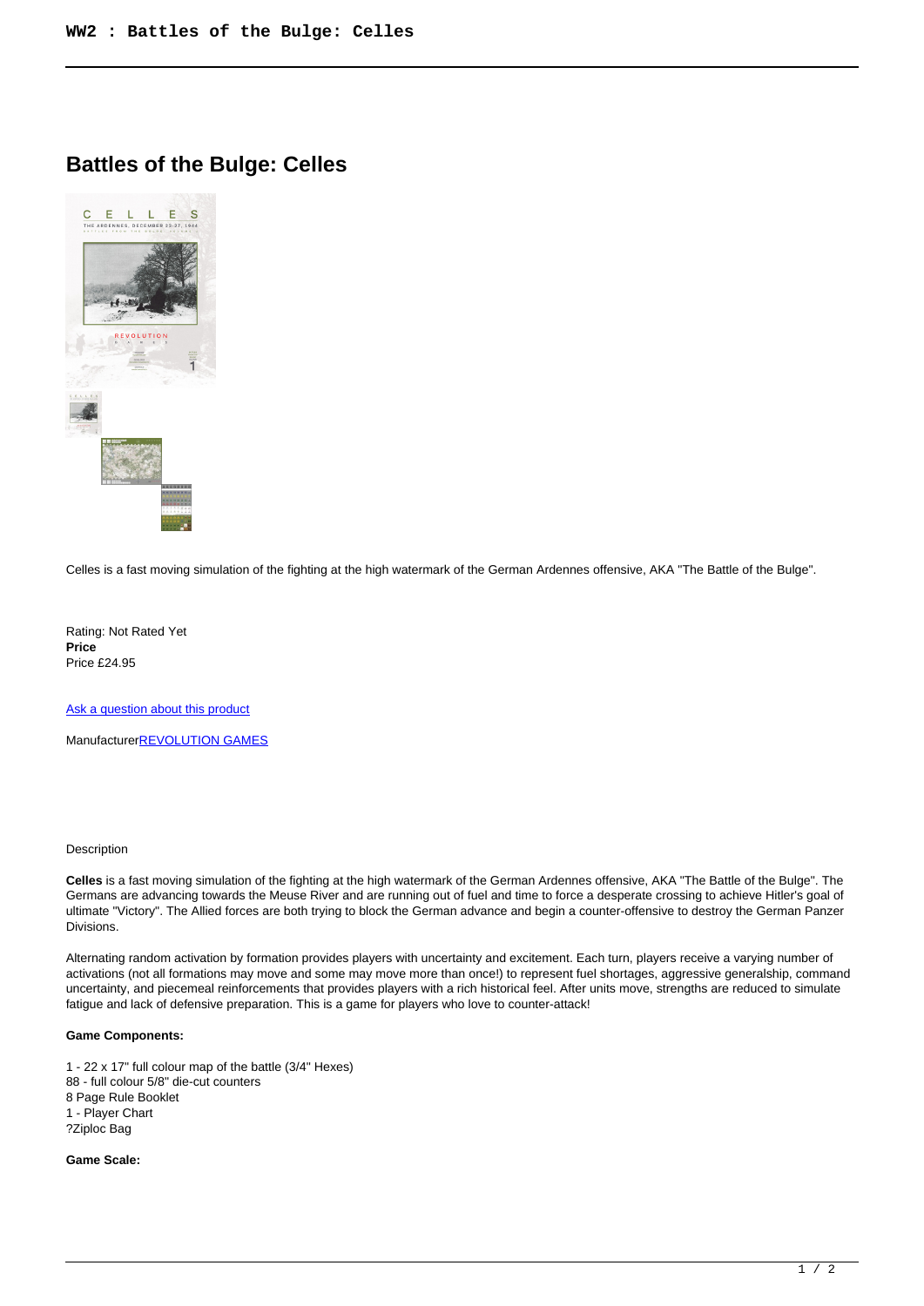# Battles of the Bulge: Celles

Celles is a fast moving simulation of the fighting at the high watermark of the German Ardennes offensive, AKA "The Battle of the Bulge".

Rating: Not Rated Yet
**Price**
Price £24.95

[Ask a question about this product]()

Manufacturer[REVOLUTION GAMES]()

Description

**Celles** is a fast moving simulation of the fighting at the high watermark of the German Ardennes offensive, AKA "The Battle of the Bulge". The Germans are advancing towards the Meuse River and are running out of fuel and time to force a desperate crossing to achieve Hitler's goal of ultimate "Victory". The Allied forces are both trying to block the German advance and begin a counter-offensive to destroy the German Panzer Divisions.

Alternating random activation by formation provides players with uncertainty and excitement. Each turn, players receive a varying number of activations (not all formations may move and some may move more than once!) to represent fuel shortages, aggressive generalship, command uncertainty, and piecemeal reinforcements that provides players with a rich historical feel. After units move, strengths are reduced to simulate fatigue and lack of defensive preparation. This is a game for players who love to counter-attack!

**Game Components:**

1 - 22 x 17" full colour map of the battle (3/4" Hexes)
88 - full colour 5/8" die-cut counters
8 Page Rule Booklet
1 - Player Chart
?Ziploc Bag

**Game Scale:**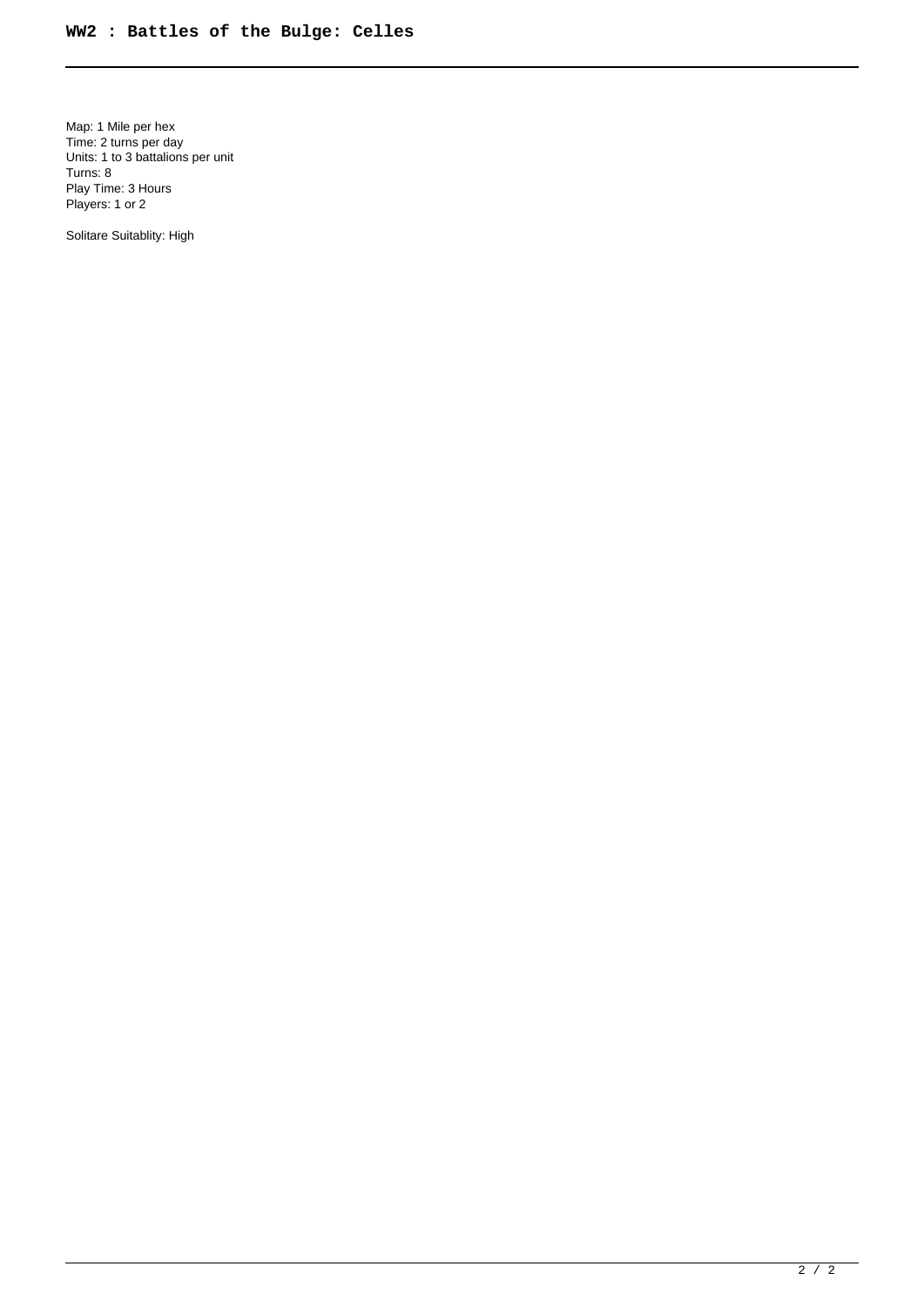Map: 1 Mile per hex
Time: 2 turns per day
Units: 1 to 3 battalions per unit
Turns: 8
Play Time: 3 Hours
Players: 1 or 2

Solitare Suitablity: High